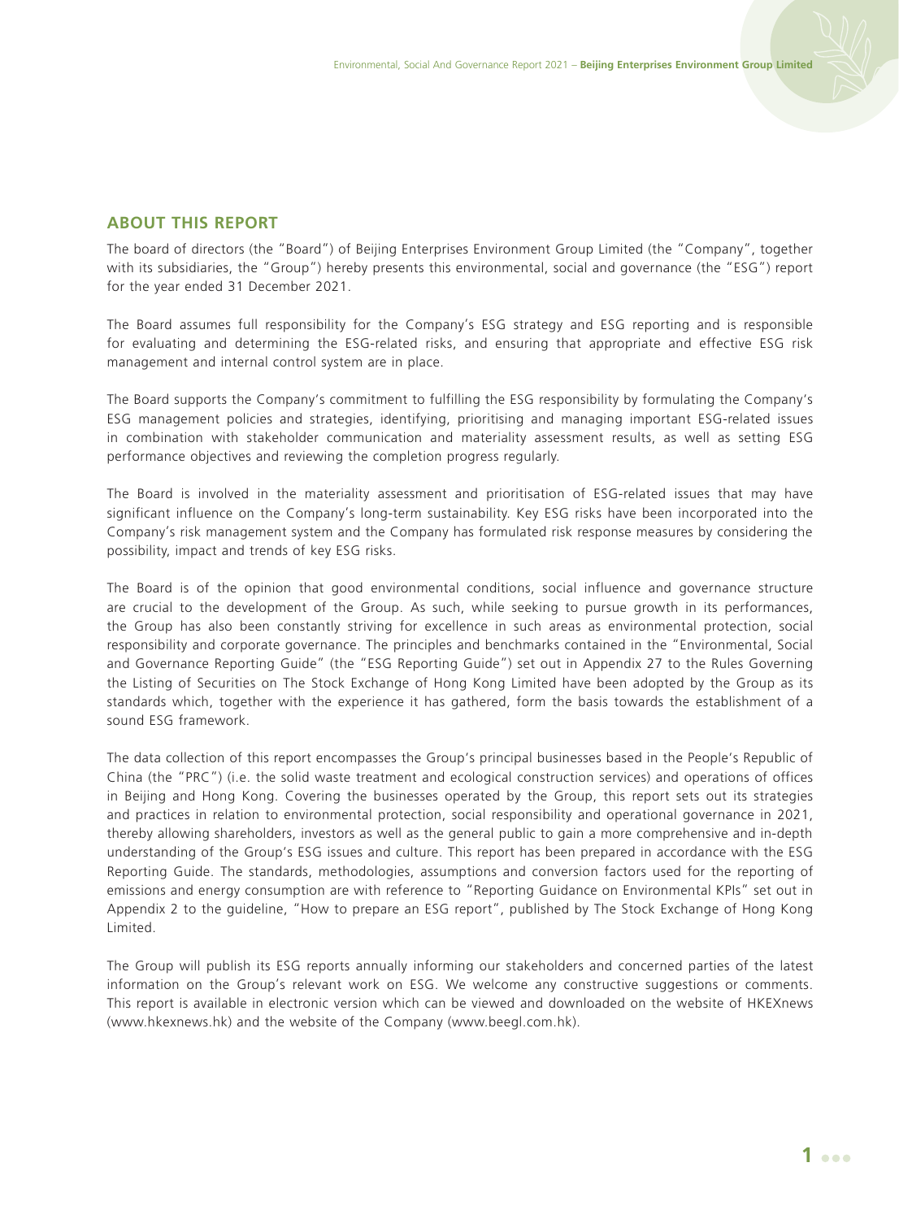## ABOUT THIS REPORT

The board of directors (the "Board") of Beijing Enterprises Environment Group Limited (the "Company", together with its subsidiaries, the "Group") hereby presents this environmental, social and governance (the "ESG") report for the year ended 31 December 2021.

The Board assumes full responsibility for the Company's ESG strategy and ESG reporting and is responsible for evaluating and determining the ESG-related risks, and ensuring that appropriate and effective ESG risk management and internal control system are in place.

The Board supports the Company's commitment to fulfilling the ESG responsibility by formulating the Company's ESG management policies and strategies, identifying, prioritising and managing important ESG-related issues in combination with stakeholder communication and materiality assessment results, as well as setting ESG performance objectives and reviewing the completion progress regularly.

The Board is involved in the materiality assessment and prioritisation of ESG-related issues that may have significant influence on the Company's long-term sustainability. Key ESG risks have been incorporated into the Company's risk management system and the Company has formulated risk response measures by considering the possibility, impact and trends of key ESG risks.

The Board is of the opinion that good environmental conditions, social influence and governance structure are crucial to the development of the Group. As such, while seeking to pursue growth in its performances, the Group has also been constantly striving for excellence in such areas as environmental protection, social responsibility and corporate governance. The principles and benchmarks contained in the "Environmental, Social and Governance Reporting Guide" (the "ESG Reporting Guide") set out in Appendix 27 to the Rules Governing the Listing of Securities on The Stock Exchange of Hong Kong Limited have been adopted by the Group as its standards which, together with the experience it has gathered, form the basis towards the establishment of a sound ESG framework.

The data collection of this report encompasses the Group's principal businesses based in the People's Republic of China (the "PRC") (i.e. the solid waste treatment and ecological construction services) and operations of offices in Beijing and Hong Kong. Covering the businesses operated by the Group, this report sets out its strategies and practices in relation to environmental protection, social responsibility and operational governance in 2021, thereby allowing shareholders, investors as well as the general public to gain a more comprehensive and in-depth understanding of the Group's ESG issues and culture. This report has been prepared in accordance with the ESG Reporting Guide. The standards, methodologies, assumptions and conversion factors used for the reporting of emissions and energy consumption are with reference to "Reporting Guidance on Environmental KPIs" set out in Appendix 2 to the guideline, "How to prepare an ESG report", published by The Stock Exchange of Hong Kong Limited.

The Group will publish its ESG reports annually informing our stakeholders and concerned parties of the latest information on the Group's relevant work on ESG. We welcome any constructive suggestions or comments. This report is available in electronic version which can be viewed and downloaded on the website of HKEXnews (www.hkexnews.hk) and the website of the Company (www.beegl.com.hk).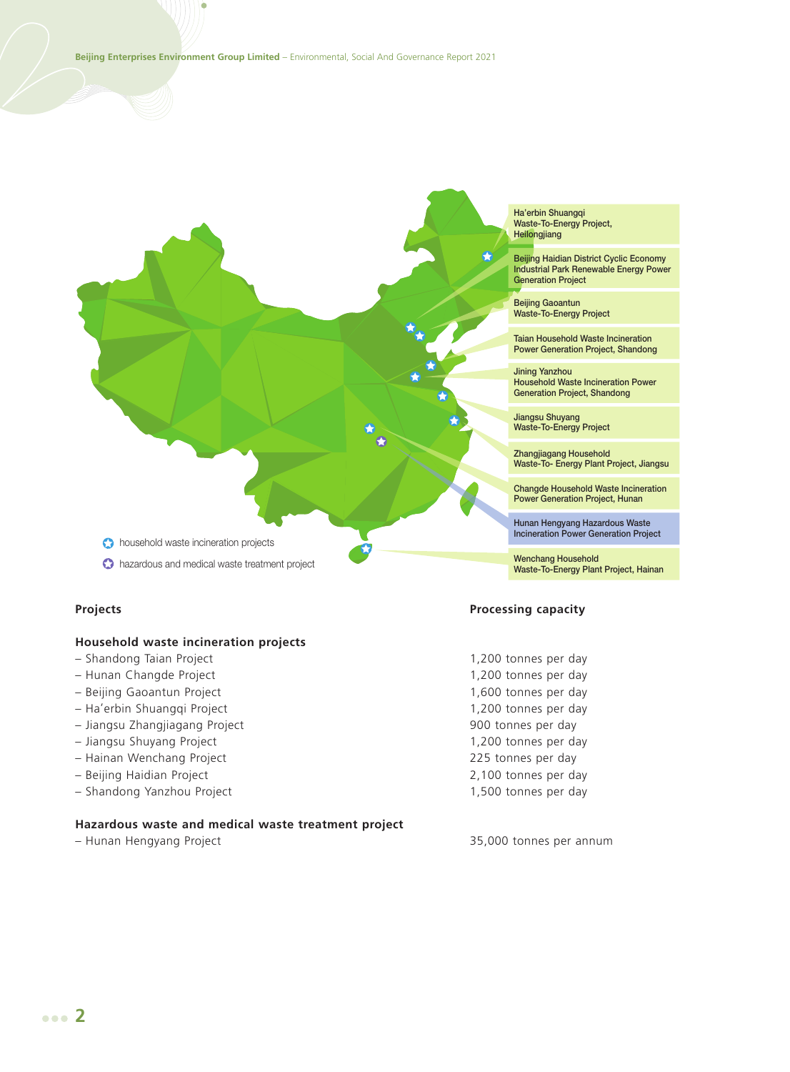Ha'erbin Shuangqi Waste-To-Energy Project, Heilongjiang

Beijing Haidian District Cyclic Economy Industrial Park Renewable Energy Power Generation Project

Beijing Gaoantun Waste-To-Energy Project

Taian Household Waste Incineration Power Generation Project, Shandong

Jining Yanzhou Household Waste Incineration Power Generation Project, Shandong

Jiangsu Shuyang Waste-To-Energy Project

Zhangjiagang Household Waste-To- Energy Plant Project, Jiangsu

Changde Household Waste Incineration Power Generation Project, Hunan

Hunan Hengyang Hazardous Waste Incineration Power Generation Project

Wenchang Household Waste-To-Energy Plant Project, Hainan

household waste incineration projects

hazardous and medical waste treatment project

| Projects | Processing capacity |
|---|---|
| **Household waste incineration projects** | |
| – Shandong Taian Project | 1,200 tonnes per day |
| – Hunan Changde Project | 1,200 tonnes per day |
| – Beijing Gaoantun Project | 1,600 tonnes per day |
| – Ha'erbin Shuangqi Project | 1,200 tonnes per day |
| – Jiangsu Zhangjiagang Project | 900 tonnes per day |
| – Jiangsu Shuyang Project | 1,200 tonnes per day |
| – Hainan Wenchang Project | 225 tonnes per day |
| – Beijing Haidian Project | 2,100 tonnes per day |
| – Shandong Yanzhou Project | 1,500 tonnes per day |
| **Hazardous waste and medical waste treatment project** | |
| – Hunan Hengyang Project | 35,000 tonnes per annum |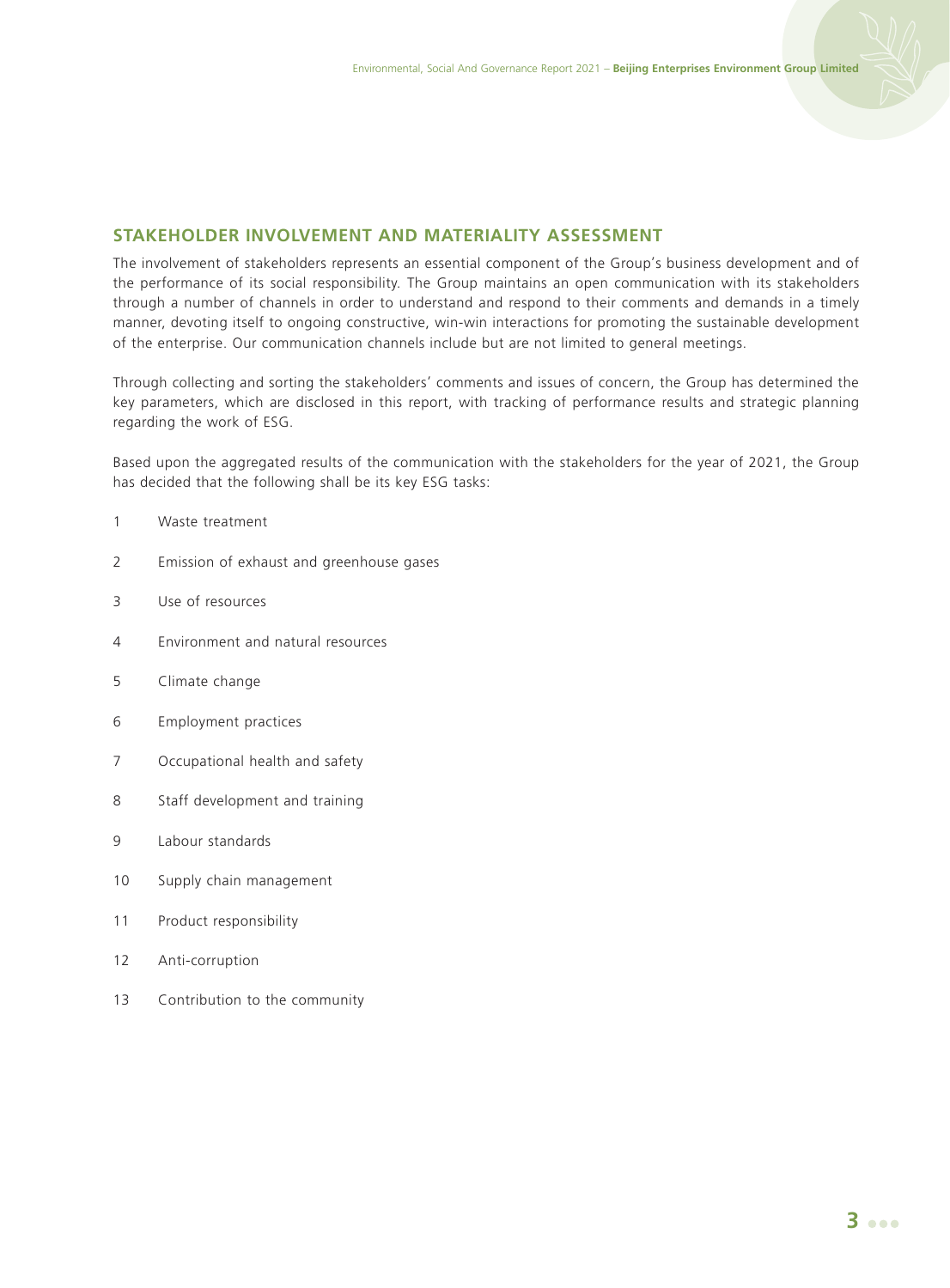## STAKEHOLDER INVOLVEMENT AND MATERIALITY ASSESSMENT

The involvement of stakeholders represents an essential component of the Group's business development and of the performance of its social responsibility. The Group maintains an open communication with its stakeholders through a number of channels in order to understand and respond to their comments and demands in a timely manner, devoting itself to ongoing constructive, win-win interactions for promoting the sustainable development of the enterprise. Our communication channels include but are not limited to general meetings.

Through collecting and sorting the stakeholders' comments and issues of concern, the Group has determined the key parameters, which are disclosed in this report, with tracking of performance results and strategic planning regarding the work of ESG.

Based upon the aggregated results of the communication with the stakeholders for the year of 2021, the Group has decided that the following shall be its key ESG tasks:

1. Waste treatment
2. Emission of exhaust and greenhouse gases
3. Use of resources
4. Environment and natural resources
5. Climate change
6. Employment practices
7. Occupational health and safety
8. Staff development and training
9. Labour standards
10. Supply chain management
11. Product responsibility
12. Anti-corruption
13. Contribution to the community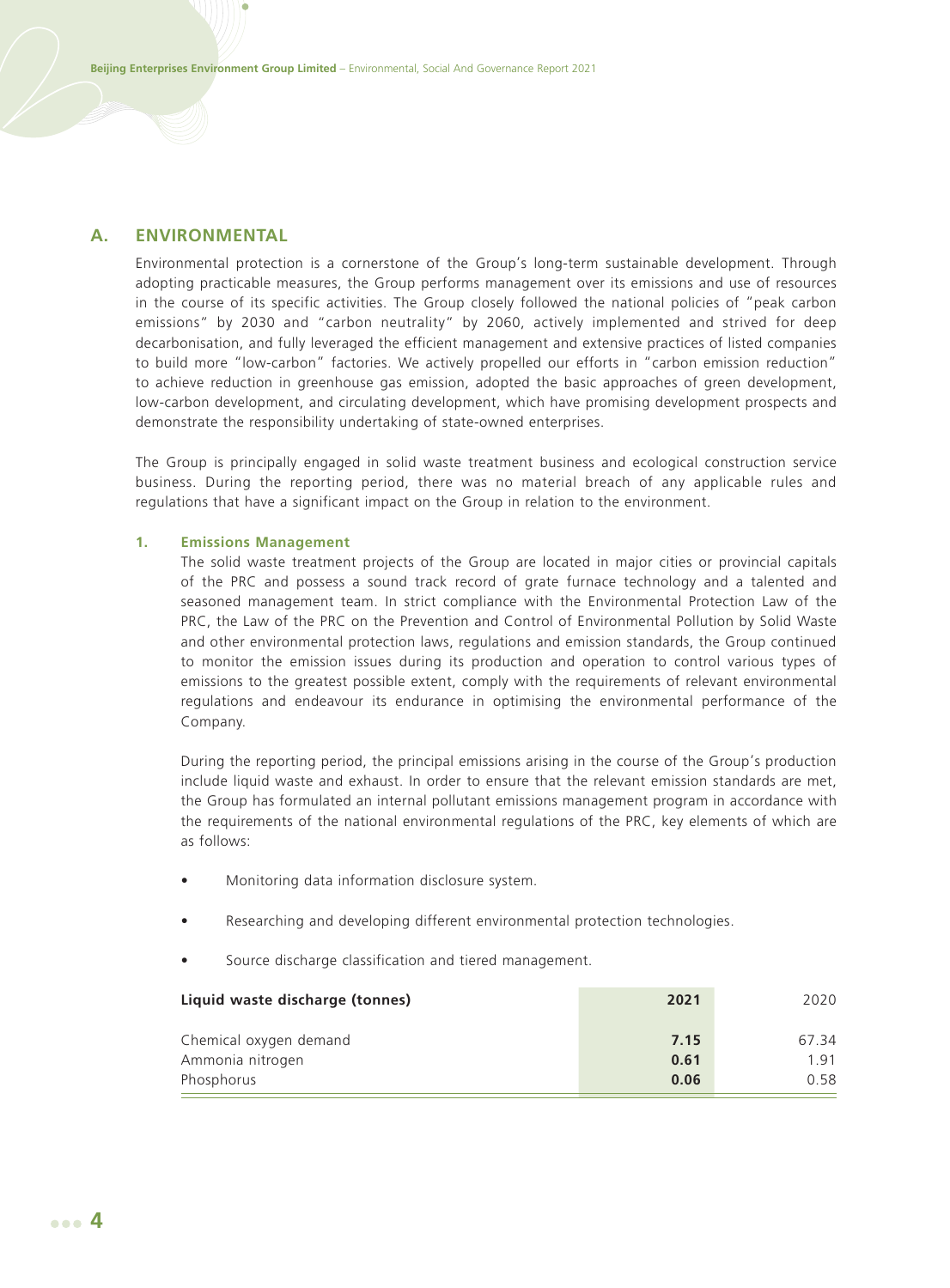## A. ENVIRONMENTAL

Environmental protection is a cornerstone of the Group's long-term sustainable development. Through adopting practicable measures, the Group performs management over its emissions and use of resources in the course of its specific activities. The Group closely followed the national policies of "peak carbon emissions" by 2030 and "carbon neutrality" by 2060, actively implemented and strived for deep decarbonisation, and fully leveraged the efficient management and extensive practices of listed companies to build more "low-carbon" factories. We actively propelled our efforts in "carbon emission reduction" to achieve reduction in greenhouse gas emission, adopted the basic approaches of green development, low-carbon development, and circulating development, which have promising development prospects and demonstrate the responsibility undertaking of state-owned enterprises.

The Group is principally engaged in solid waste treatment business and ecological construction service business. During the reporting period, there was no material breach of any applicable rules and regulations that have a significant impact on the Group in relation to the environment.

### 1. Emissions Management

The solid waste treatment projects of the Group are located in major cities or provincial capitals of the PRC and possess a sound track record of grate furnace technology and a talented and seasoned management team. In strict compliance with the Environmental Protection Law of the PRC, the Law of the PRC on the Prevention and Control of Environmental Pollution by Solid Waste and other environmental protection laws, regulations and emission standards, the Group continued to monitor the emission issues during its production and operation to control various types of emissions to the greatest possible extent, comply with the requirements of relevant environmental regulations and endeavour its endurance in optimising the environmental performance of the Company.

During the reporting period, the principal emissions arising in the course of the Group's production include liquid waste and exhaust. In order to ensure that the relevant emission standards are met, the Group has formulated an internal pollutant emissions management program in accordance with the requirements of the national environmental regulations of the PRC, key elements of which are as follows:

- Monitoring data information disclosure system.
- Researching and developing different environmental protection technologies.
- Source discharge classification and tiered management.

| Liquid waste discharge (tonnes) | 2021 | 2020 |
|---|---|---|
| Chemical oxygen demand | **7.15** | 67.34 |
| Ammonia nitrogen | **0.61** | 1.91 |
| Phosphorus | **0.06** | 0.58 |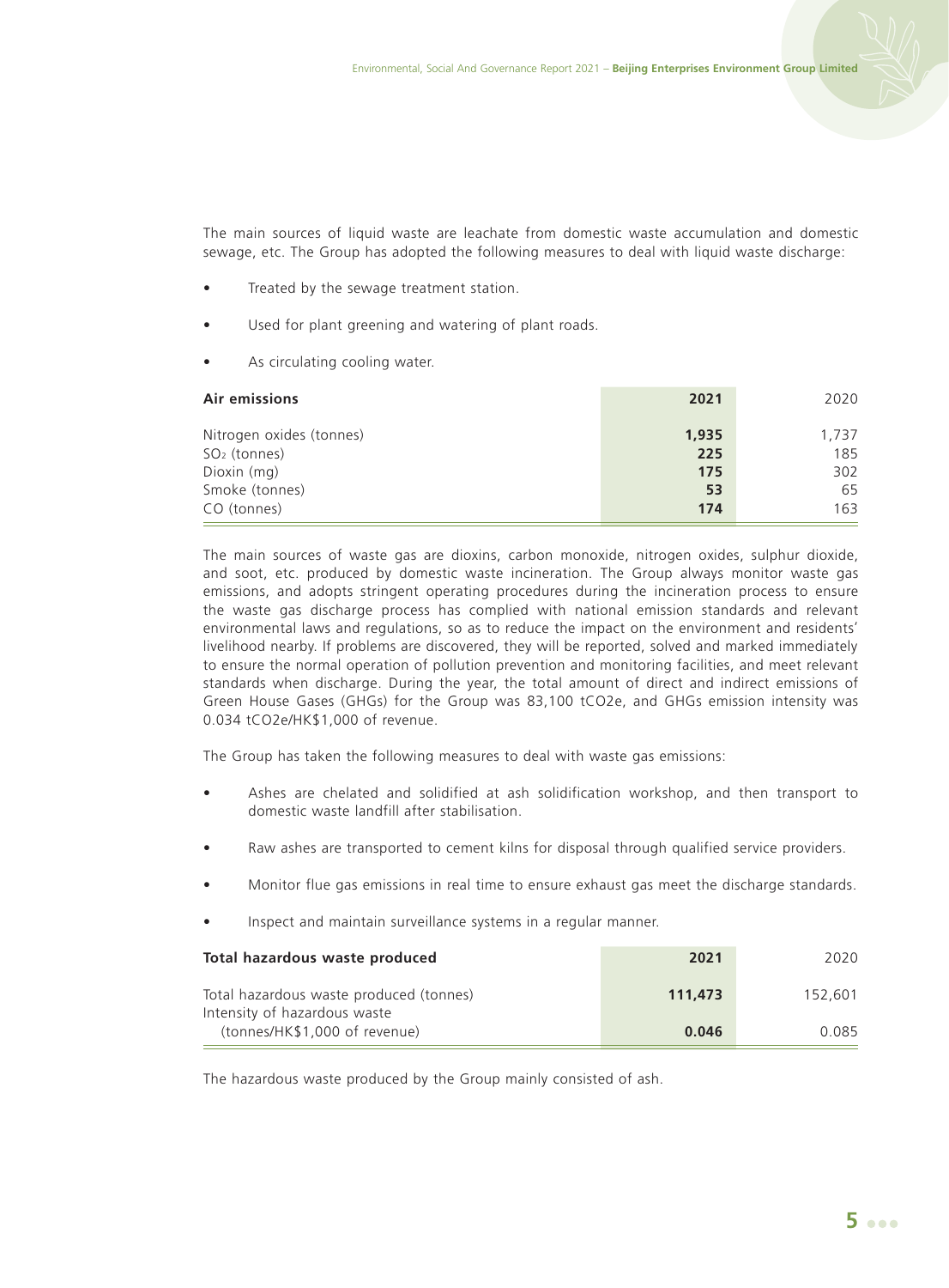The main sources of liquid waste are leachate from domestic waste accumulation and domestic sewage, etc. The Group has adopted the following measures to deal with liquid waste discharge:

- Treated by the sewage treatment station.
- Used for plant greening and watering of plant roads.
- As circulating cooling water.

| **Air emissions** | **2021** | 2020 |
|---|---|---|
| Nitrogen oxides (tonnes) | **1,935** | 1,737 |
| $SO_2$ (tonnes) | **225** | 185 |
| Dioxin (mg) | **175** | 302 |
| Smoke (tonnes) | **53** | 65 |
| CO (tonnes) | **174** | 163 |

The main sources of waste gas are dioxins, carbon monoxide, nitrogen oxides, sulphur dioxide, and soot, etc. produced by domestic waste incineration. The Group always monitor waste gas emissions, and adopts stringent operating procedures during the incineration process to ensure the waste gas discharge process has complied with national emission standards and relevant environmental laws and regulations, so as to reduce the impact on the environment and residents' livelihood nearby. If problems are discovered, they will be reported, solved and marked immediately to ensure the normal operation of pollution prevention and monitoring facilities, and meet relevant standards when discharge. During the year, the total amount of direct and indirect emissions of Green House Gases (GHGs) for the Group was 83,100 tCO2e, and GHGs emission intensity was 0.034 tCO2e/HK$1,000 of revenue.

The Group has taken the following measures to deal with waste gas emissions:

- Ashes are chelated and solidified at ash solidification workshop, and then transport to domestic waste landfill after stabilisation.
- Raw ashes are transported to cement kilns for disposal through qualified service providers.
- Monitor flue gas emissions in real time to ensure exhaust gas meet the discharge standards.
- Inspect and maintain surveillance systems in a regular manner.

| **Total hazardous waste produced** | **2021** | 2020 |
|---|---|---|
| Total hazardous waste produced (tonnes) | **111,473** | 152,601 |
| Intensity of hazardous waste (tonnes/HK$1,000 of revenue) | **0.046** | 0.085 |

The hazardous waste produced by the Group mainly consisted of ash.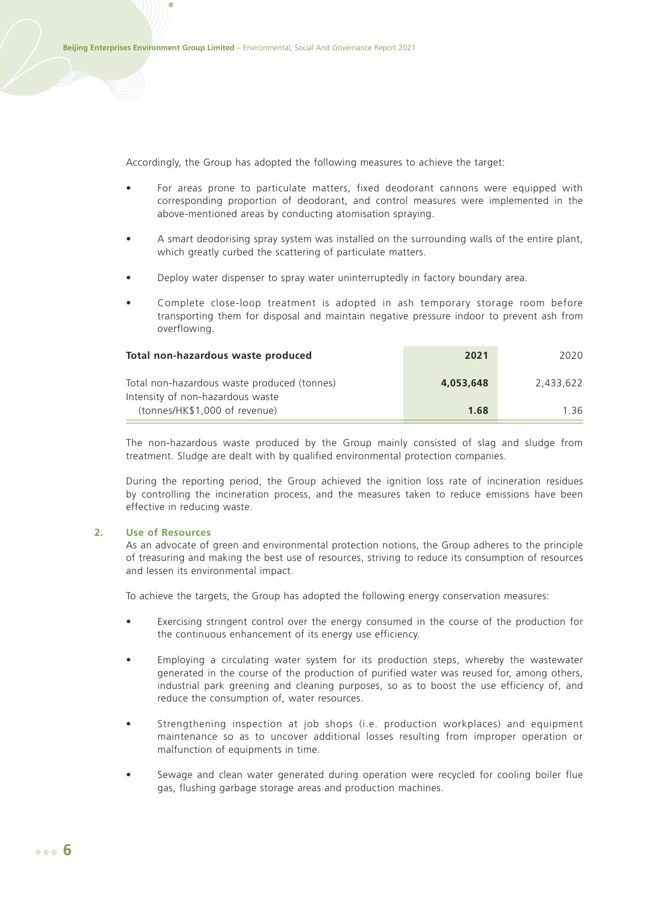Accordingly, the Group has adopted the following measures to achieve the target:

- For areas prone to particulate matters, fixed deodorant cannons were equipped with corresponding proportion of deodorant, and control measures were implemented in the above-mentioned areas by conducting atomisation spraying.
- A smart deodorising spray system was installed on the surrounding walls of the entire plant, which greatly curbed the scattering of particulate matters.
- Deploy water dispenser to spray water uninterruptedly in factory boundary area.
- Complete close-loop treatment is adopted in ash temporary storage room before transporting them for disposal and maintain negative pressure indoor to prevent ash from overflowing.

| Total non-hazardous waste produced | 2021 | 2020 |
|---|---|---|
| Total non-hazardous waste produced (tonnes) | **4,053,648** | 2,433,622 |
| Intensity of non-hazardous waste (tonnes/HK$1,000 of revenue) | **1.68** | 1.36 |

The non-hazardous waste produced by the Group mainly consisted of slag and sludge from treatment. Sludge are dealt with by qualified environmental protection companies.

During the reporting period, the Group achieved the ignition loss rate of incineration residues by controlling the incineration process, and the measures taken to reduce emissions have been effective in reducing waste.

## 2. Use of Resources

As an advocate of green and environmental protection notions, the Group adheres to the principle of treasuring and making the best use of resources, striving to reduce its consumption of resources and lessen its environmental impact.

To achieve the targets, the Group has adopted the following energy conservation measures:

- Exercising stringent control over the energy consumed in the course of the production for the continuous enhancement of its energy use efficiency.
- Employing a circulating water system for its production steps, whereby the wastewater generated in the course of the production of purified water was reused for, among others, industrial park greening and cleaning purposes, so as to boost the use efficiency of, and reduce the consumption of, water resources.
- Strengthening inspection at job shops (i.e. production workplaces) and equipment maintenance so as to uncover additional losses resulting from improper operation or malfunction of equipments in time.
- Sewage and clean water generated during operation were recycled for cooling boiler flue gas, flushing garbage storage areas and production machines.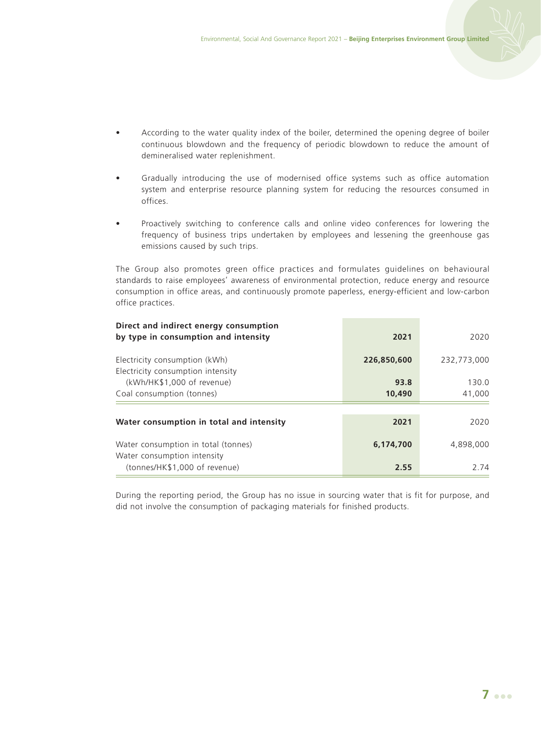- According to the water quality index of the boiler, determined the opening degree of boiler continuous blowdown and the frequency of periodic blowdown to reduce the amount of demineralised water replenishment.
- Gradually introducing the use of modernised office systems such as office automation system and enterprise resource planning system for reducing the resources consumed in offices.
- Proactively switching to conference calls and online video conferences for lowering the frequency of business trips undertaken by employees and lessening the greenhouse gas emissions caused by such trips.

The Group also promotes green office practices and formulates guidelines on behavioural standards to raise employees' awareness of environmental protection, reduce energy and resource consumption in office areas, and continuously promote paperless, energy-efficient and low-carbon office practices.

| Direct and indirect energy consumption by type in consumption and intensity | 2021 | 2020 |
|---|---|---|
| Electricity consumption (kWh) | **226,850,600** | 232,773,000 |
| Electricity consumption intensity (kWh/HK$1,000 of revenue) | **93.8** | 130.0 |
| Coal consumption (tonnes) | **10,490** | 41,000 |

| Water consumption in total and intensity | 2021 | 2020 |
|---|---|---|
| Water consumption in total (tonnes) | **6,174,700** | 4,898,000 |
| Water consumption intensity (tonnes/HK$1,000 of revenue) | **2.55** | 2.74 |

During the reporting period, the Group has no issue in sourcing water that is fit for purpose, and did not involve the consumption of packaging materials for finished products.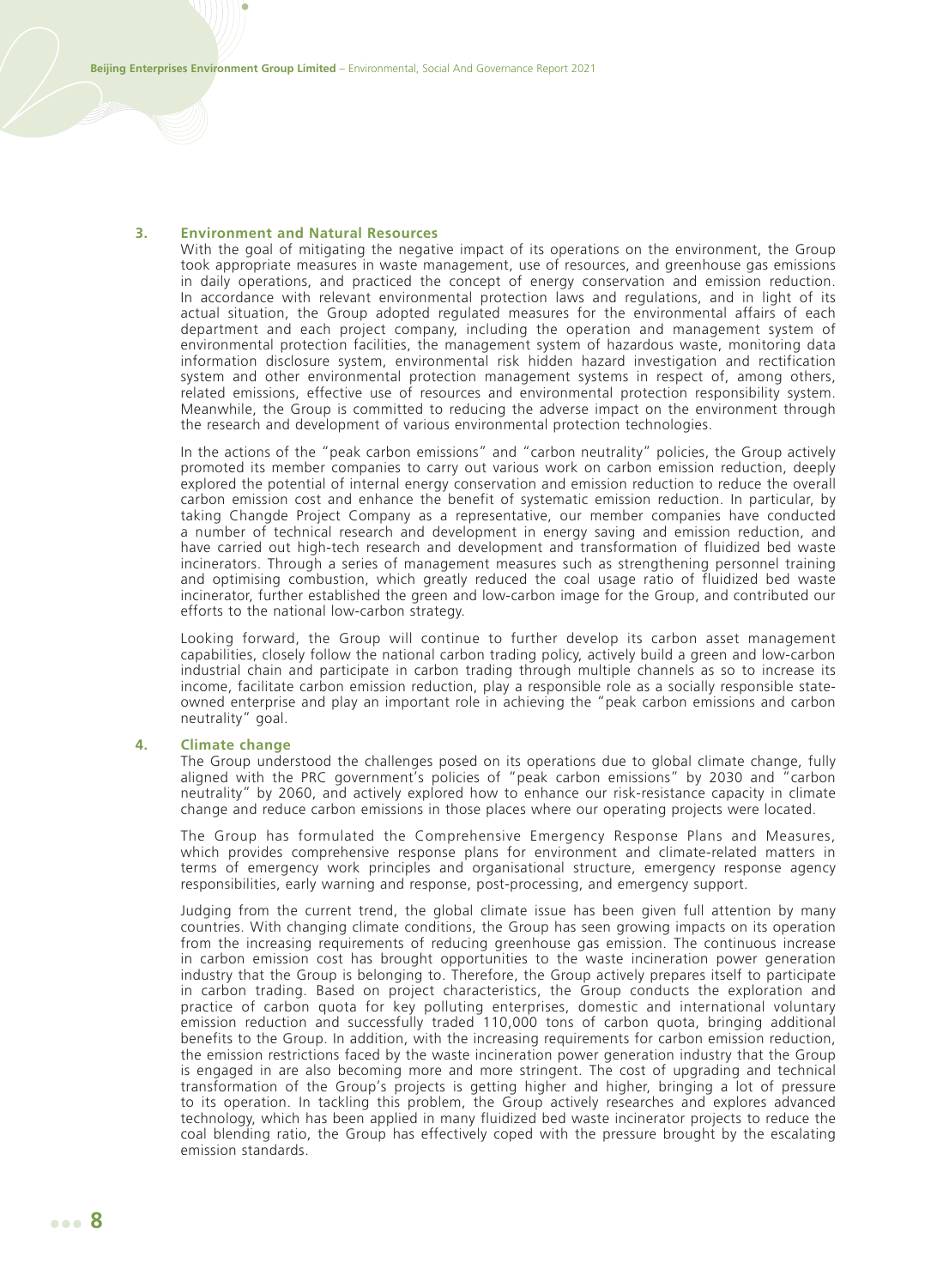### 3. Environment and Natural Resources

With the goal of mitigating the negative impact of its operations on the environment, the Group took appropriate measures in waste management, use of resources, and greenhouse gas emissions in daily operations, and practiced the concept of energy conservation and emission reduction. In accordance with relevant environmental protection laws and regulations, and in light of its actual situation, the Group adopted regulated measures for the environmental affairs of each department and each project company, including the operation and management system of environmental protection facilities, the management system of hazardous waste, monitoring data information disclosure system, environmental risk hidden hazard investigation and rectification system and other environmental protection management systems in respect of, among others, related emissions, effective use of resources and environmental protection responsibility system. Meanwhile, the Group is committed to reducing the adverse impact on the environment through the research and development of various environmental protection technologies.

In the actions of the "peak carbon emissions" and "carbon neutrality" policies, the Group actively promoted its member companies to carry out various work on carbon emission reduction, deeply explored the potential of internal energy conservation and emission reduction to reduce the overall carbon emission cost and enhance the benefit of systematic emission reduction. In particular, by taking Changde Project Company as a representative, our member companies have conducted a number of technical research and development in energy saving and emission reduction, and have carried out high-tech research and development and transformation of fluidized bed waste incinerators. Through a series of management measures such as strengthening personnel training and optimising combustion, which greatly reduced the coal usage ratio of fluidized bed waste incinerator, further established the green and low-carbon image for the Group, and contributed our efforts to the national low-carbon strategy.

Looking forward, the Group will continue to further develop its carbon asset management capabilities, closely follow the national carbon trading policy, actively build a green and low-carbon industrial chain and participate in carbon trading through multiple channels as so to increase its income, facilitate carbon emission reduction, play a responsible role as a socially responsible state-owned enterprise and play an important role in achieving the "peak carbon emissions and carbon neutrality" goal.

### 4. Climate change

The Group understood the challenges posed on its operations due to global climate change, fully aligned with the PRC government's policies of "peak carbon emissions" by 2030 and "carbon neutrality" by 2060, and actively explored how to enhance our risk-resistance capacity in climate change and reduce carbon emissions in those places where our operating projects were located.

The Group has formulated the Comprehensive Emergency Response Plans and Measures, which provides comprehensive response plans for environment and climate-related matters in terms of emergency work principles and organisational structure, emergency response agency responsibilities, early warning and response, post-processing, and emergency support.

Judging from the current trend, the global climate issue has been given full attention by many countries. With changing climate conditions, the Group has seen growing impacts on its operation from the increasing requirements of reducing greenhouse gas emission. The continuous increase in carbon emission cost has brought opportunities to the waste incineration power generation industry that the Group is belonging to. Therefore, the Group actively prepares itself to participate in carbon trading. Based on project characteristics, the Group conducts the exploration and practice of carbon quota for key polluting enterprises, domestic and international voluntary emission reduction and successfully traded 110,000 tons of carbon quota, bringing additional benefits to the Group. In addition, with the increasing requirements for carbon emission reduction, the emission restrictions faced by the waste incineration power generation industry that the Group is engaged in are also becoming more and more stringent. The cost of upgrading and technical transformation of the Group's projects is getting higher and higher, bringing a lot of pressure to its operation. In tackling this problem, the Group actively researches and explores advanced technology, which has been applied in many fluidized bed waste incinerator projects to reduce the coal blending ratio, the Group has effectively coped with the pressure brought by the escalating emission standards.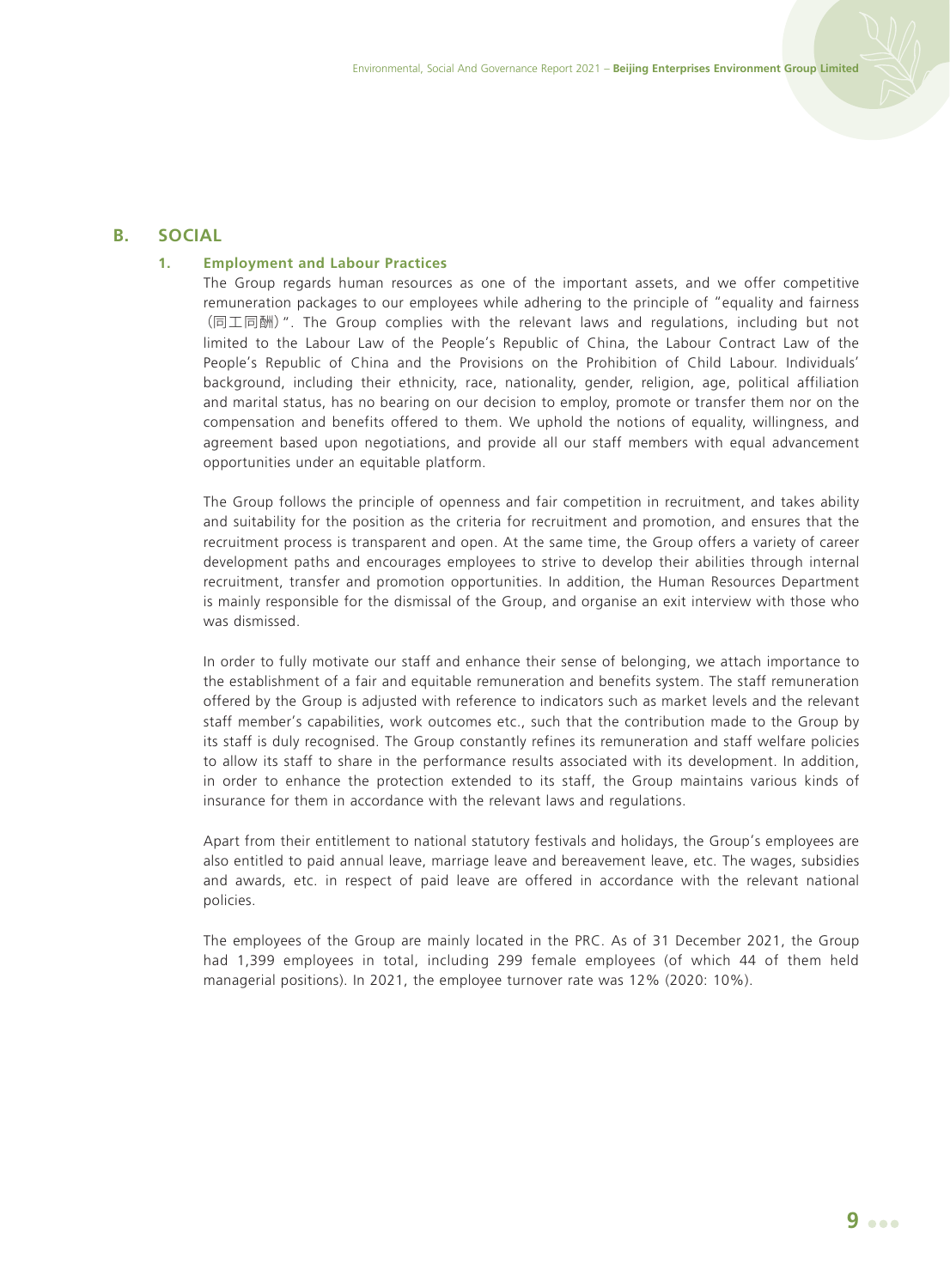## B. SOCIAL

### 1. Employment and Labour Practices

The Group regards human resources as one of the important assets, and we offer competitive remuneration packages to our employees while adhering to the principle of "equality and fairness (同工同酬)". The Group complies with the relevant laws and regulations, including but not limited to the Labour Law of the People's Republic of China, the Labour Contract Law of the People's Republic of China and the Provisions on the Prohibition of Child Labour. Individuals' background, including their ethnicity, race, nationality, gender, religion, age, political affiliation and marital status, has no bearing on our decision to employ, promote or transfer them nor on the compensation and benefits offered to them. We uphold the notions of equality, willingness, and agreement based upon negotiations, and provide all our staff members with equal advancement opportunities under an equitable platform.

The Group follows the principle of openness and fair competition in recruitment, and takes ability and suitability for the position as the criteria for recruitment and promotion, and ensures that the recruitment process is transparent and open. At the same time, the Group offers a variety of career development paths and encourages employees to strive to develop their abilities through internal recruitment, transfer and promotion opportunities. In addition, the Human Resources Department is mainly responsible for the dismissal of the Group, and organise an exit interview with those who was dismissed.

In order to fully motivate our staff and enhance their sense of belonging, we attach importance to the establishment of a fair and equitable remuneration and benefits system. The staff remuneration offered by the Group is adjusted with reference to indicators such as market levels and the relevant staff member's capabilities, work outcomes etc., such that the contribution made to the Group by its staff is duly recognised. The Group constantly refines its remuneration and staff welfare policies to allow its staff to share in the performance results associated with its development. In addition, in order to enhance the protection extended to its staff, the Group maintains various kinds of insurance for them in accordance with the relevant laws and regulations.

Apart from their entitlement to national statutory festivals and holidays, the Group's employees are also entitled to paid annual leave, marriage leave and bereavement leave, etc. The wages, subsidies and awards, etc. in respect of paid leave are offered in accordance with the relevant national policies.

The employees of the Group are mainly located in the PRC. As of 31 December 2021, the Group had 1,399 employees in total, including 299 female employees (of which 44 of them held managerial positions). In 2021, the employee turnover rate was 12% (2020: 10%).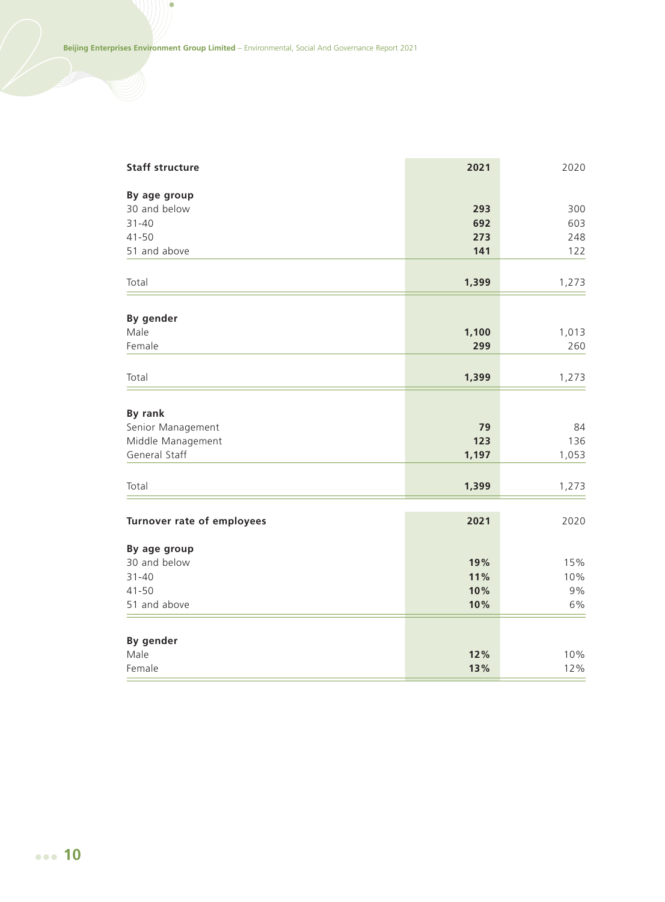| Staff structure | 2021 | 2020 |
|---|---|---|
| **By age group** | | |
| 30 and below | **293** | 300 |
| 31-40 | **692** | 603 |
| 41-50 | **273** | 248 |
| 51 and above | **141** | 122 |
| Total | **1,399** | 1,273 |
| **By gender** | | |
| Male | **1,100** | 1,013 |
| Female | **299** | 260 |
| Total | **1,399** | 1,273 |
| **By rank** | | |
| Senior Management | **79** | 84 |
| Middle Management | **123** | 136 |
| General Staff | **1,197** | 1,053 |
| Total | **1,399** | 1,273 |

| Turnover rate of employees | 2021 | 2020 |
|---|---|---|
| **By age group** | | |
| 30 and below | **19%** | 15% |
| 31-40 | **11%** | 10% |
| 41-50 | **10%** | 9% |
| 51 and above | **10%** | 6% |
| **By gender** | | |
| Male | **12%** | 10% |
| Female | **13%** | 12% |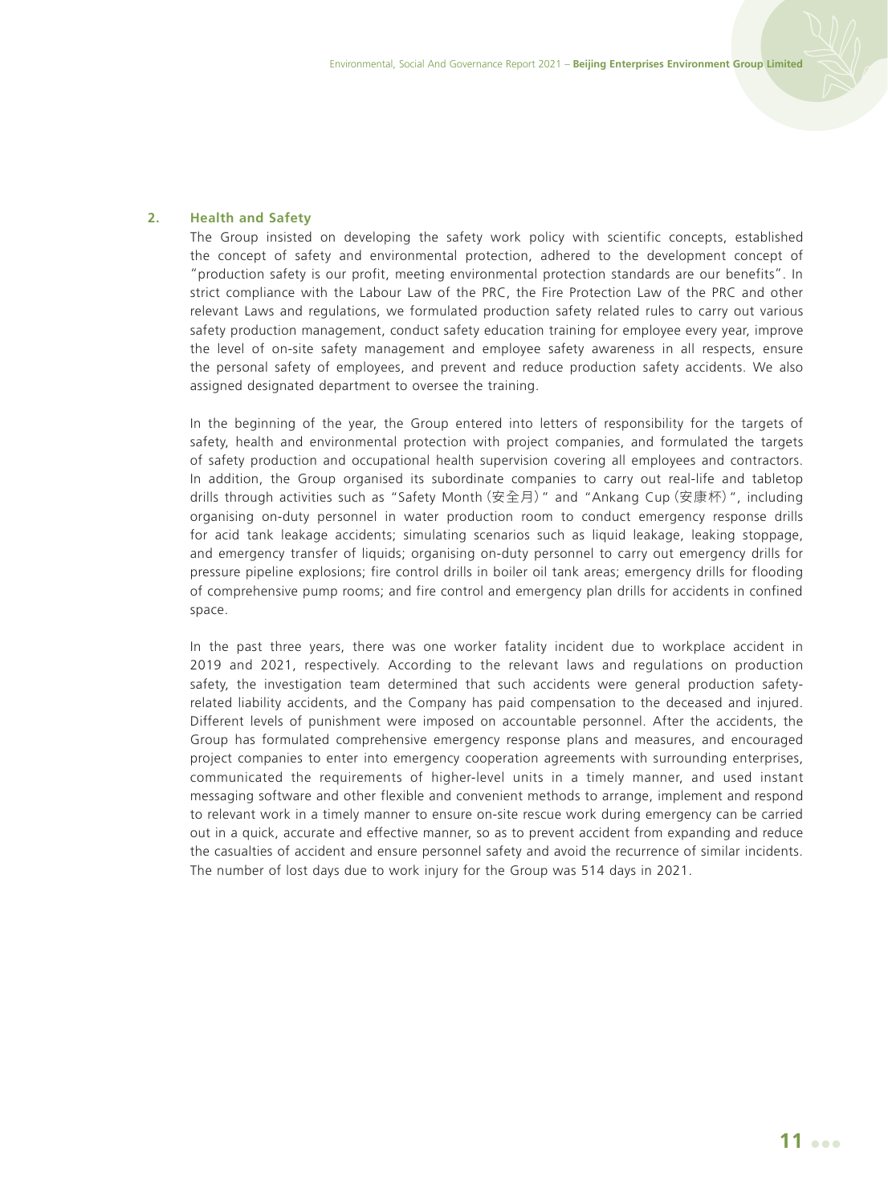### 2. Health and Safety

The Group insisted on developing the safety work policy with scientific concepts, established the concept of safety and environmental protection, adhered to the development concept of "production safety is our profit, meeting environmental protection standards are our benefits". In strict compliance with the Labour Law of the PRC, the Fire Protection Law of the PRC and other relevant Laws and regulations, we formulated production safety related rules to carry out various safety production management, conduct safety education training for employee every year, improve the level of on-site safety management and employee safety awareness in all respects, ensure the personal safety of employees, and prevent and reduce production safety accidents. We also assigned designated department to oversee the training.

In the beginning of the year, the Group entered into letters of responsibility for the targets of safety, health and environmental protection with project companies, and formulated the targets of safety production and occupational health supervision covering all employees and contractors. In addition, the Group organised its subordinate companies to carry out real-life and tabletop drills through activities such as "Safety Month (安全月)" and "Ankang Cup (安康杯)", including organising on-duty personnel in water production room to conduct emergency response drills for acid tank leakage accidents; simulating scenarios such as liquid leakage, leaking stoppage, and emergency transfer of liquids; organising on-duty personnel to carry out emergency drills for pressure pipeline explosions; fire control drills in boiler oil tank areas; emergency drills for flooding of comprehensive pump rooms; and fire control and emergency plan drills for accidents in confined space.

In the past three years, there was one worker fatality incident due to workplace accident in 2019 and 2021, respectively. According to the relevant laws and regulations on production safety, the investigation team determined that such accidents were general production safety-related liability accidents, and the Company has paid compensation to the deceased and injured. Different levels of punishment were imposed on accountable personnel. After the accidents, the Group has formulated comprehensive emergency response plans and measures, and encouraged project companies to enter into emergency cooperation agreements with surrounding enterprises, communicated the requirements of higher-level units in a timely manner, and used instant messaging software and other flexible and convenient methods to arrange, implement and respond to relevant work in a timely manner to ensure on-site rescue work during emergency can be carried out in a quick, accurate and effective manner, so as to prevent accident from expanding and reduce the casualties of accident and ensure personnel safety and avoid the recurrence of similar incidents. The number of lost days due to work injury for the Group was 514 days in 2021.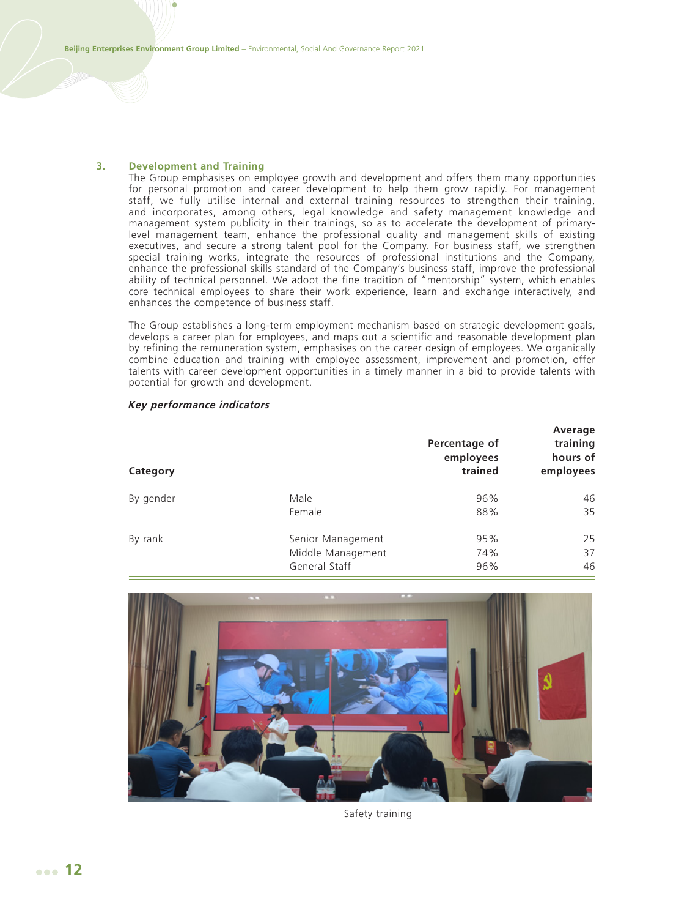### 3. Development and Training

The Group emphasises on employee growth and development and offers them many opportunities for personal promotion and career development to help them grow rapidly. For management staff, we fully utilise internal and external training resources to strengthen their training, and incorporates, among others, legal knowledge and safety management knowledge and management system publicity in their trainings, so as to accelerate the development of primary-level management team, enhance the professional quality and management skills of existing executives, and secure a strong talent pool for the Company. For business staff, we strengthen special training works, integrate the resources of professional institutions and the Company, enhance the professional skills standard of the Company's business staff, improve the professional ability of technical personnel. We adopt the fine tradition of "mentorship" system, which enables core technical employees to share their work experience, learn and exchange interactively, and enhances the competence of business staff.

The Group establishes a long-term employment mechanism based on strategic development goals, develops a career plan for employees, and maps out a scientific and reasonable development plan by refining the remuneration system, emphasises on the career design of employees. We organically combine education and training with employee assessment, improvement and promotion, offer talents with career development opportunities in a timely manner in a bid to provide talents with potential for growth and development.

***Key performance indicators***

| Category | | Percentage of employees trained | Average training hours of employees |
|---|---|---|---|
| By gender | Male | 96% | 46 |
| | Female | 88% | 35 |
| By rank | Senior Management | 95% | 25 |
| | Middle Management | 74% | 37 |
| | General Staff | 96% | 46 |

Safety training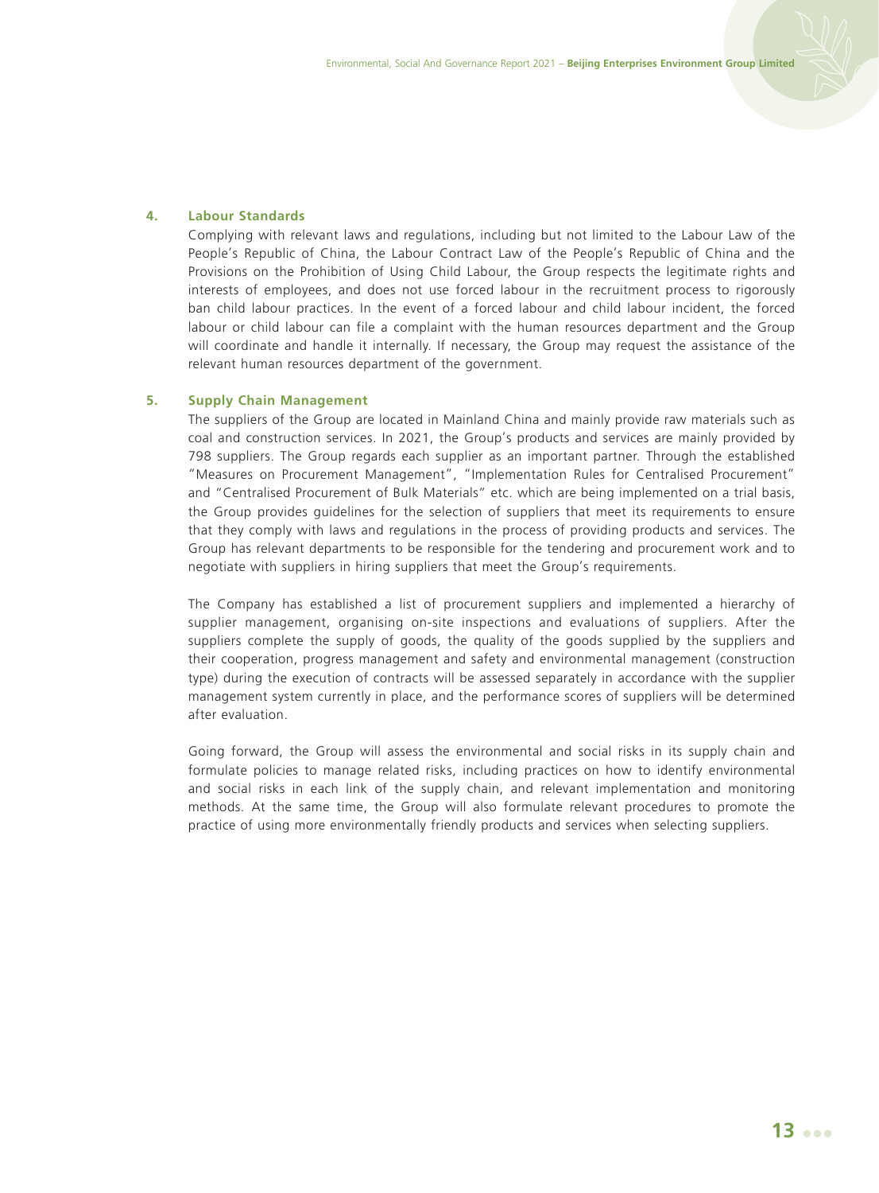### 4. Labour Standards

Complying with relevant laws and regulations, including but not limited to the Labour Law of the People's Republic of China, the Labour Contract Law of the People's Republic of China and the Provisions on the Prohibition of Using Child Labour, the Group respects the legitimate rights and interests of employees, and does not use forced labour in the recruitment process to rigorously ban child labour practices. In the event of a forced labour and child labour incident, the forced labour or child labour can file a complaint with the human resources department and the Group will coordinate and handle it internally. If necessary, the Group may request the assistance of the relevant human resources department of the government.

### 5. Supply Chain Management

The suppliers of the Group are located in Mainland China and mainly provide raw materials such as coal and construction services. In 2021, the Group's products and services are mainly provided by 798 suppliers. The Group regards each supplier as an important partner. Through the established "Measures on Procurement Management", "Implementation Rules for Centralised Procurement" and "Centralised Procurement of Bulk Materials" etc. which are being implemented on a trial basis, the Group provides guidelines for the selection of suppliers that meet its requirements to ensure that they comply with laws and regulations in the process of providing products and services. The Group has relevant departments to be responsible for the tendering and procurement work and to negotiate with suppliers in hiring suppliers that meet the Group's requirements.

The Company has established a list of procurement suppliers and implemented a hierarchy of supplier management, organising on-site inspections and evaluations of suppliers. After the suppliers complete the supply of goods, the quality of the goods supplied by the suppliers and their cooperation, progress management and safety and environmental management (construction type) during the execution of contracts will be assessed separately in accordance with the supplier management system currently in place, and the performance scores of suppliers will be determined after evaluation.

Going forward, the Group will assess the environmental and social risks in its supply chain and formulate policies to manage related risks, including practices on how to identify environmental and social risks in each link of the supply chain, and relevant implementation and monitoring methods. At the same time, the Group will also formulate relevant procedures to promote the practice of using more environmentally friendly products and services when selecting suppliers.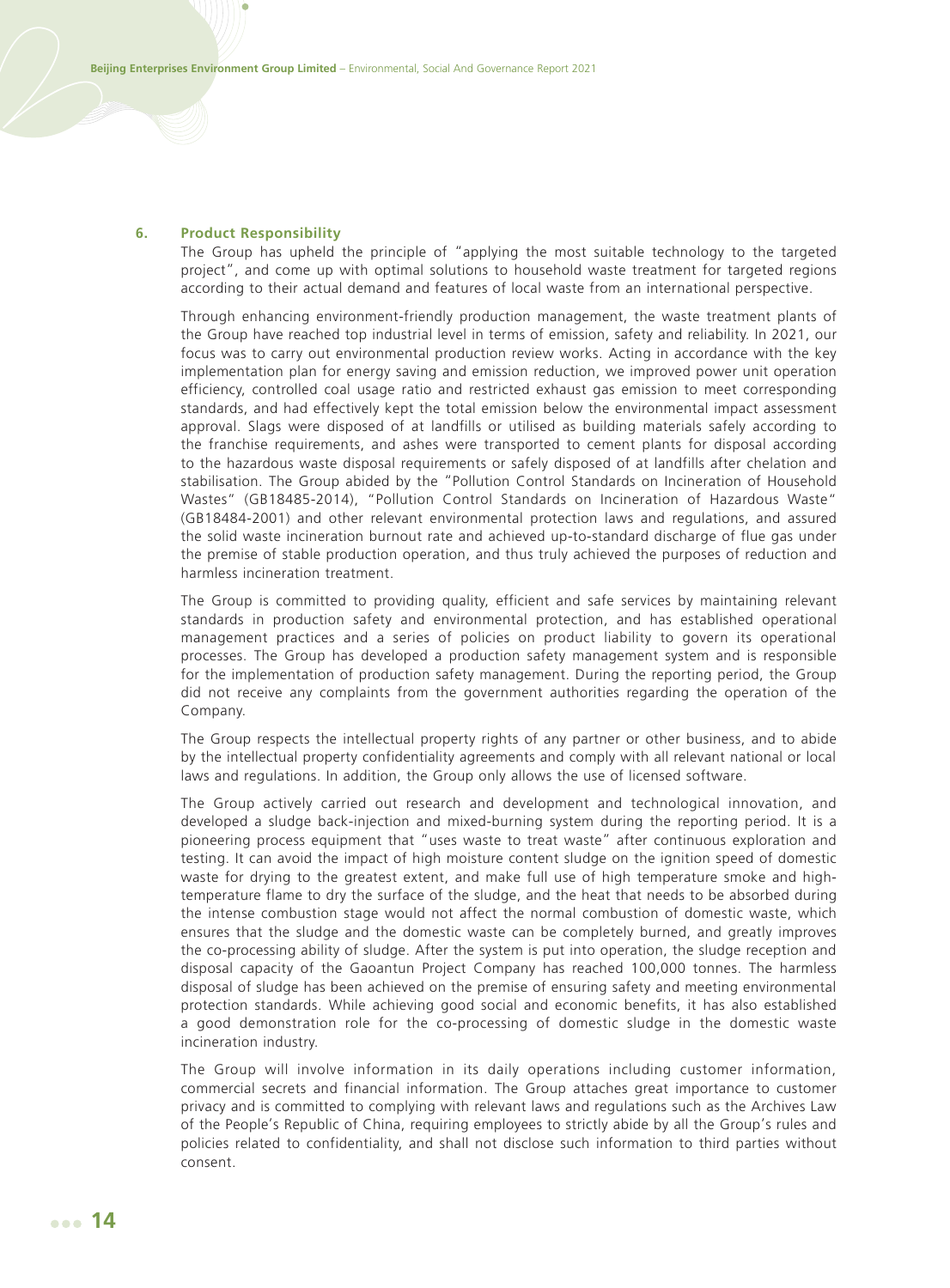## 6. Product Responsibility

The Group has upheld the principle of "applying the most suitable technology to the targeted project", and come up with optimal solutions to household waste treatment for targeted regions according to their actual demand and features of local waste from an international perspective.

Through enhancing environment-friendly production management, the waste treatment plants of the Group have reached top industrial level in terms of emission, safety and reliability. In 2021, our focus was to carry out environmental production review works. Acting in accordance with the key implementation plan for energy saving and emission reduction, we improved power unit operation efficiency, controlled coal usage ratio and restricted exhaust gas emission to meet corresponding standards, and had effectively kept the total emission below the environmental impact assessment approval. Slags were disposed of at landfills or utilised as building materials safely according to the franchise requirements, and ashes were transported to cement plants for disposal according to the hazardous waste disposal requirements or safely disposed of at landfills after chelation and stabilisation. The Group abided by the "Pollution Control Standards on Incineration of Household Wastes" (GB18485-2014), "Pollution Control Standards on Incineration of Hazardous Waste" (GB18484-2001) and other relevant environmental protection laws and regulations, and assured the solid waste incineration burnout rate and achieved up-to-standard discharge of flue gas under the premise of stable production operation, and thus truly achieved the purposes of reduction and harmless incineration treatment.

The Group is committed to providing quality, efficient and safe services by maintaining relevant standards in production safety and environmental protection, and has established operational management practices and a series of policies on product liability to govern its operational processes. The Group has developed a production safety management system and is responsible for the implementation of production safety management. During the reporting period, the Group did not receive any complaints from the government authorities regarding the operation of the Company.

The Group respects the intellectual property rights of any partner or other business, and to abide by the intellectual property confidentiality agreements and comply with all relevant national or local laws and regulations. In addition, the Group only allows the use of licensed software.

The Group actively carried out research and development and technological innovation, and developed a sludge back-injection and mixed-burning system during the reporting period. It is a pioneering process equipment that "uses waste to treat waste" after continuous exploration and testing. It can avoid the impact of high moisture content sludge on the ignition speed of domestic waste for drying to the greatest extent, and make full use of high temperature smoke and high-temperature flame to dry the surface of the sludge, and the heat that needs to be absorbed during the intense combustion stage would not affect the normal combustion of domestic waste, which ensures that the sludge and the domestic waste can be completely burned, and greatly improves the co-processing ability of sludge. After the system is put into operation, the sludge reception and disposal capacity of the Gaoantun Project Company has reached 100,000 tonnes. The harmless disposal of sludge has been achieved on the premise of ensuring safety and meeting environmental protection standards. While achieving good social and economic benefits, it has also established a good demonstration role for the co-processing of domestic sludge in the domestic waste incineration industry.

The Group will involve information in its daily operations including customer information, commercial secrets and financial information. The Group attaches great importance to customer privacy and is committed to complying with relevant laws and regulations such as the Archives Law of the People's Republic of China, requiring employees to strictly abide by all the Group's rules and policies related to confidentiality, and shall not disclose such information to third parties without consent.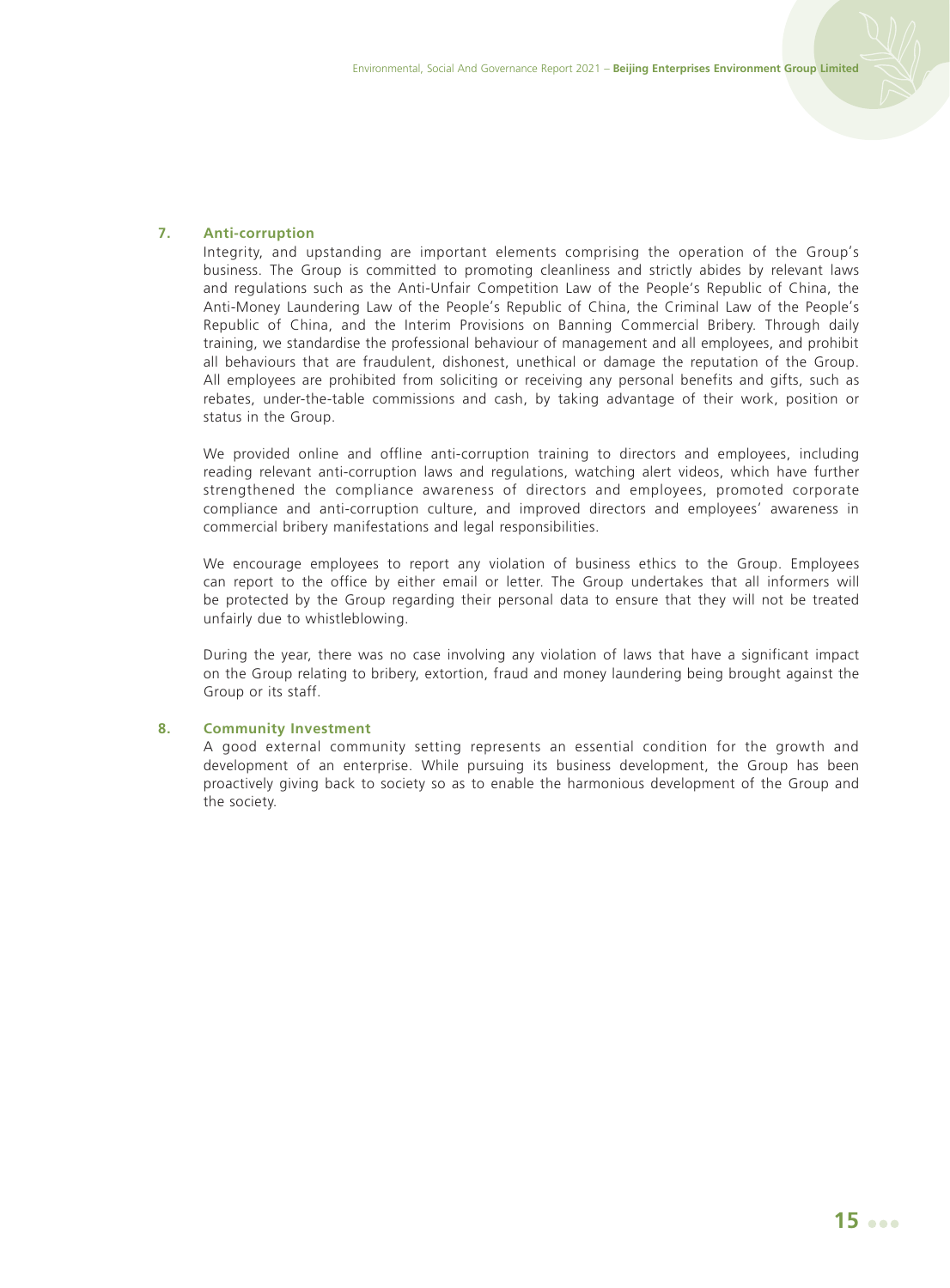### 7. Anti-corruption

Integrity, and upstanding are important elements comprising the operation of the Group's business. The Group is committed to promoting cleanliness and strictly abides by relevant laws and regulations such as the Anti-Unfair Competition Law of the People's Republic of China, the Anti-Money Laundering Law of the People's Republic of China, the Criminal Law of the People's Republic of China, and the Interim Provisions on Banning Commercial Bribery. Through daily training, we standardise the professional behaviour of management and all employees, and prohibit all behaviours that are fraudulent, dishonest, unethical or damage the reputation of the Group. All employees are prohibited from soliciting or receiving any personal benefits and gifts, such as rebates, under-the-table commissions and cash, by taking advantage of their work, position or status in the Group.

We provided online and offline anti-corruption training to directors and employees, including reading relevant anti-corruption laws and regulations, watching alert videos, which have further strengthened the compliance awareness of directors and employees, promoted corporate compliance and anti-corruption culture, and improved directors and employees' awareness in commercial bribery manifestations and legal responsibilities.

We encourage employees to report any violation of business ethics to the Group. Employees can report to the office by either email or letter. The Group undertakes that all informers will be protected by the Group regarding their personal data to ensure that they will not be treated unfairly due to whistleblowing.

During the year, there was no case involving any violation of laws that have a significant impact on the Group relating to bribery, extortion, fraud and money laundering being brought against the Group or its staff.

### 8. Community Investment

A good external community setting represents an essential condition for the growth and development of an enterprise. While pursuing its business development, the Group has been proactively giving back to society so as to enable the harmonious development of the Group and the society.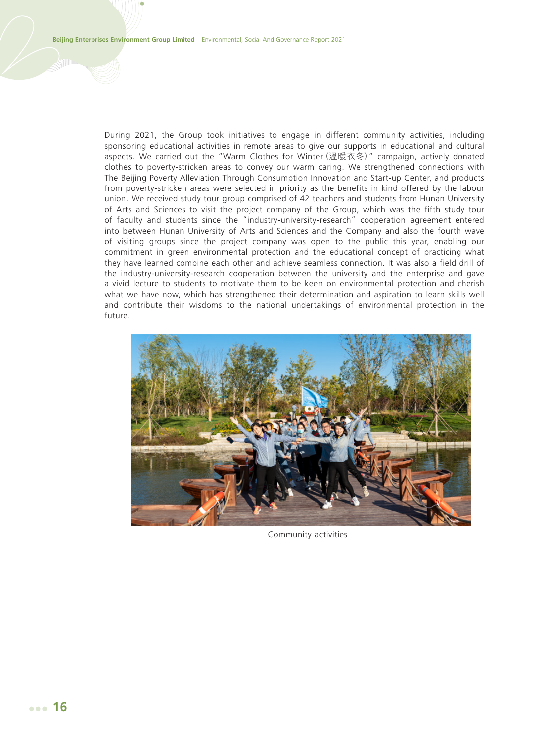During 2021, the Group took initiatives to engage in different community activities, including sponsoring educational activities in remote areas to give our supports in educational and cultural aspects. We carried out the "Warm Clothes for Winter (溫暖衣冬)" campaign, actively donated clothes to poverty-stricken areas to convey our warm caring. We strengthened connections with The Beijing Poverty Alleviation Through Consumption Innovation and Start-up Center, and products from poverty-stricken areas were selected in priority as the benefits in kind offered by the labour union. We received study tour group comprised of 42 teachers and students from Hunan University of Arts and Sciences to visit the project company of the Group, which was the fifth study tour of faculty and students since the "industry-university-research" cooperation agreement entered into between Hunan University of Arts and Sciences and the Company and also the fourth wave of visiting groups since the project company was open to the public this year, enabling our commitment in green environmental protection and the educational concept of practicing what they have learned combine each other and achieve seamless connection. It was also a field drill of the industry-university-research cooperation between the university and the enterprise and gave a vivid lecture to students to motivate them to be keen on environmental protection and cherish what we have now, which has strengthened their determination and aspiration to learn skills well and contribute their wisdoms to the national undertakings of environmental protection in the future.

Community activities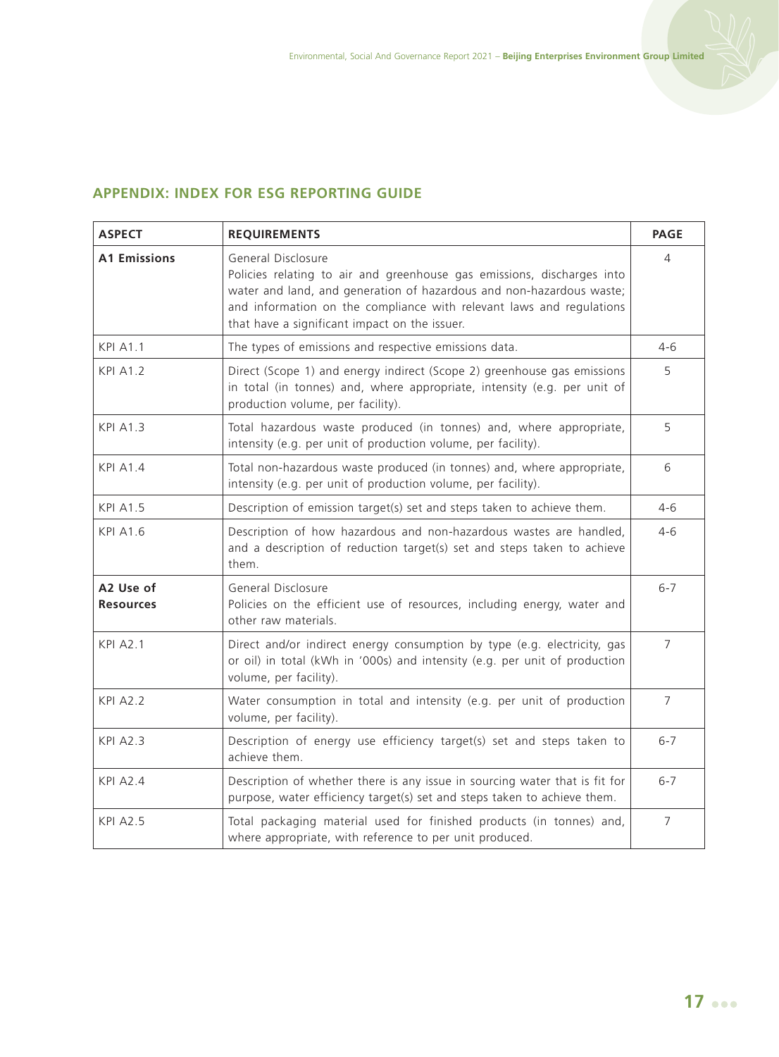## APPENDIX: INDEX FOR ESG REPORTING GUIDE

| ASPECT | REQUIREMENTS | PAGE |
|---|---|---|
| **A1 Emissions** | General Disclosure<br>Policies relating to air and greenhouse gas emissions, discharges into water and land, and generation of hazardous and non-hazardous waste; and information on the compliance with relevant laws and regulations that have a significant impact on the issuer. | 4 |
| KPI A1.1 | The types of emissions and respective emissions data. | 4-6 |
| KPI A1.2 | Direct (Scope 1) and energy indirect (Scope 2) greenhouse gas emissions in total (in tonnes) and, where appropriate, intensity (e.g. per unit of production volume, per facility). | 5 |
| KPI A1.3 | Total hazardous waste produced (in tonnes) and, where appropriate, intensity (e.g. per unit of production volume, per facility). | 5 |
| KPI A1.4 | Total non-hazardous waste produced (in tonnes) and, where appropriate, intensity (e.g. per unit of production volume, per facility). | 6 |
| KPI A1.5 | Description of emission target(s) set and steps taken to achieve them. | 4-6 |
| KPI A1.6 | Description of how hazardous and non-hazardous wastes are handled, and a description of reduction target(s) set and steps taken to achieve them. | 4-6 |
| **A2 Use of Resources** | General Disclosure<br>Policies on the efficient use of resources, including energy, water and other raw materials. | 6-7 |
| KPI A2.1 | Direct and/or indirect energy consumption by type (e.g. electricity, gas or oil) in total (kWh in '000s) and intensity (e.g. per unit of production volume, per facility). | 7 |
| KPI A2.2 | Water consumption in total and intensity (e.g. per unit of production volume, per facility). | 7 |
| KPI A2.3 | Description of energy use efficiency target(s) set and steps taken to achieve them. | 6-7 |
| KPI A2.4 | Description of whether there is any issue in sourcing water that is fit for purpose, water efficiency target(s) set and steps taken to achieve them. | 6-7 |
| KPI A2.5 | Total packaging material used for finished products (in tonnes) and, where appropriate, with reference to per unit produced. | 7 |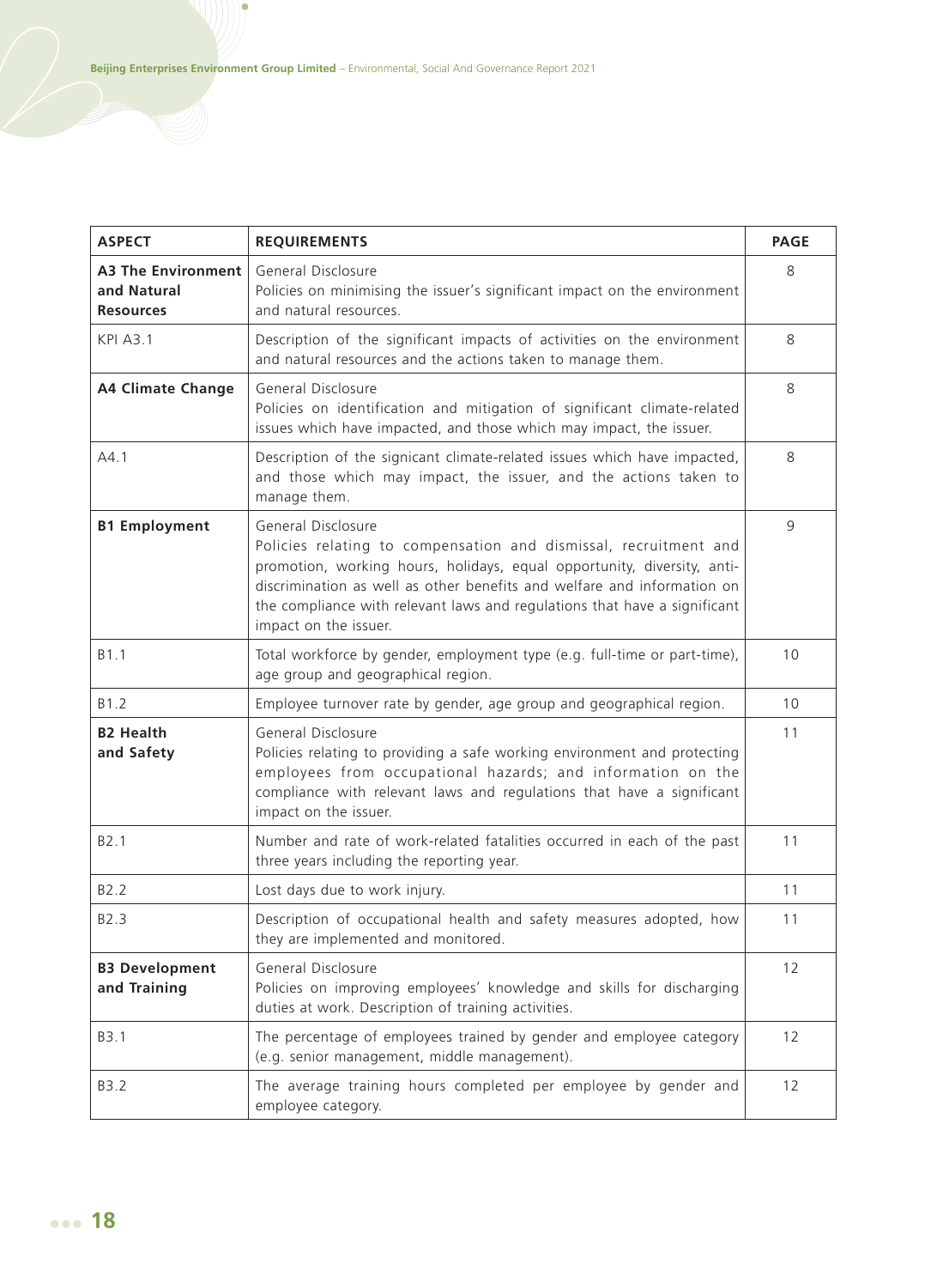| ASPECT | REQUIREMENTS | PAGE |
|---|---|---|
| **A3 The Environment and Natural Resources** | General Disclosure<br>Policies on minimising the issuer's significant impact on the environment and natural resources. | 8 |
| KPI A3.1 | Description of the significant impacts of activities on the environment and natural resources and the actions taken to manage them. | 8 |
| **A4 Climate Change** | General Disclosure<br>Policies on identification and mitigation of significant climate-related issues which have impacted, and those which may impact, the issuer. | 8 |
| A4.1 | Description of the signicant climate-related issues which have impacted, and those which may impact, the issuer, and the actions taken to manage them. | 8 |
| **B1 Employment** | General Disclosure<br>Policies relating to compensation and dismissal, recruitment and promotion, working hours, holidays, equal opportunity, diversity, anti-discrimination as well as other benefits and welfare and information on the compliance with relevant laws and regulations that have a significant impact on the issuer. | 9 |
| B1.1 | Total workforce by gender, employment type (e.g. full-time or part-time), age group and geographical region. | 10 |
| B1.2 | Employee turnover rate by gender, age group and geographical region. | 10 |
| **B2 Health and Safety** | General Disclosure<br>Policies relating to providing a safe working environment and protecting employees from occupational hazards; and information on the compliance with relevant laws and regulations that have a significant impact on the issuer. | 11 |
| B2.1 | Number and rate of work-related fatalities occurred in each of the past three years including the reporting year. | 11 |
| B2.2 | Lost days due to work injury. | 11 |
| B2.3 | Description of occupational health and safety measures adopted, how they are implemented and monitored. | 11 |
| **B3 Development and Training** | General Disclosure<br>Policies on improving employees' knowledge and skills for discharging duties at work. Description of training activities. | 12 |
| B3.1 | The percentage of employees trained by gender and employee category (e.g. senior management, middle management). | 12 |
| B3.2 | The average training hours completed per employee by gender and employee category. | 12 |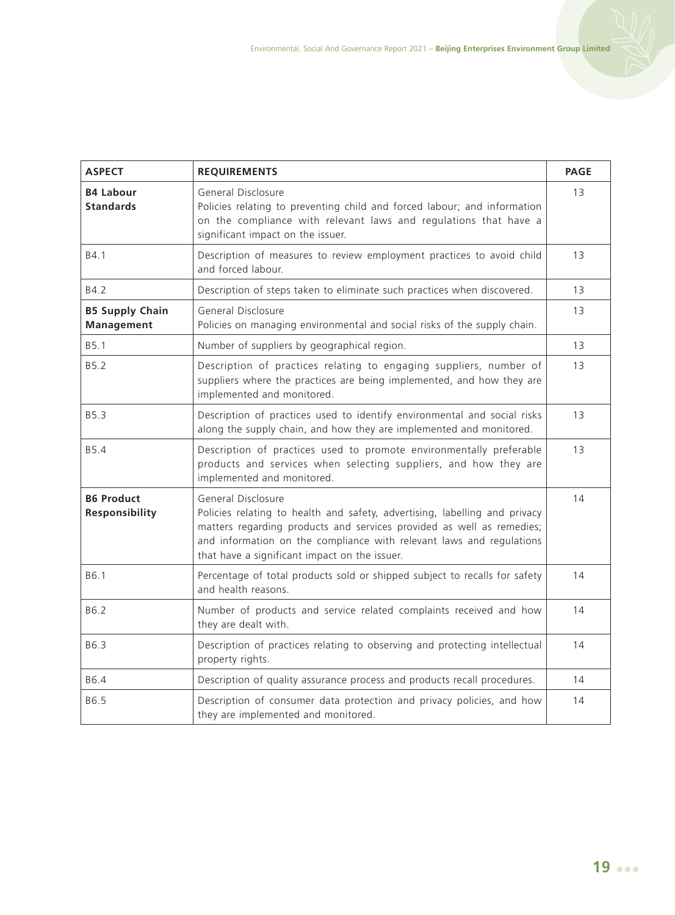| ASPECT | REQUIREMENTS | PAGE |
| --- | --- | --- |
| **B4 Labour Standards** | General Disclosure<br>Policies relating to preventing child and forced labour; and information on the compliance with relevant laws and regulations that have a significant impact on the issuer. | 13 |
| B4.1 | Description of measures to review employment practices to avoid child and forced labour. | 13 |
| B4.2 | Description of steps taken to eliminate such practices when discovered. | 13 |
| **B5 Supply Chain Management** | General Disclosure<br>Policies on managing environmental and social risks of the supply chain. | 13 |
| B5.1 | Number of suppliers by geographical region. | 13 |
| B5.2 | Description of practices relating to engaging suppliers, number of suppliers where the practices are being implemented, and how they are implemented and monitored. | 13 |
| B5.3 | Description of practices used to identify environmental and social risks along the supply chain, and how they are implemented and monitored. | 13 |
| B5.4 | Description of practices used to promote environmentally preferable products and services when selecting suppliers, and how they are implemented and monitored. | 13 |
| **B6 Product Responsibility** | General Disclosure<br>Policies relating to health and safety, advertising, labelling and privacy matters regarding products and services provided as well as remedies; and information on the compliance with relevant laws and regulations that have a significant impact on the issuer. | 14 |
| B6.1 | Percentage of total products sold or shipped subject to recalls for safety and health reasons. | 14 |
| B6.2 | Number of products and service related complaints received and how they are dealt with. | 14 |
| B6.3 | Description of practices relating to observing and protecting intellectual property rights. | 14 |
| B6.4 | Description of quality assurance process and products recall procedures. | 14 |
| B6.5 | Description of consumer data protection and privacy policies, and how they are implemented and monitored. | 14 |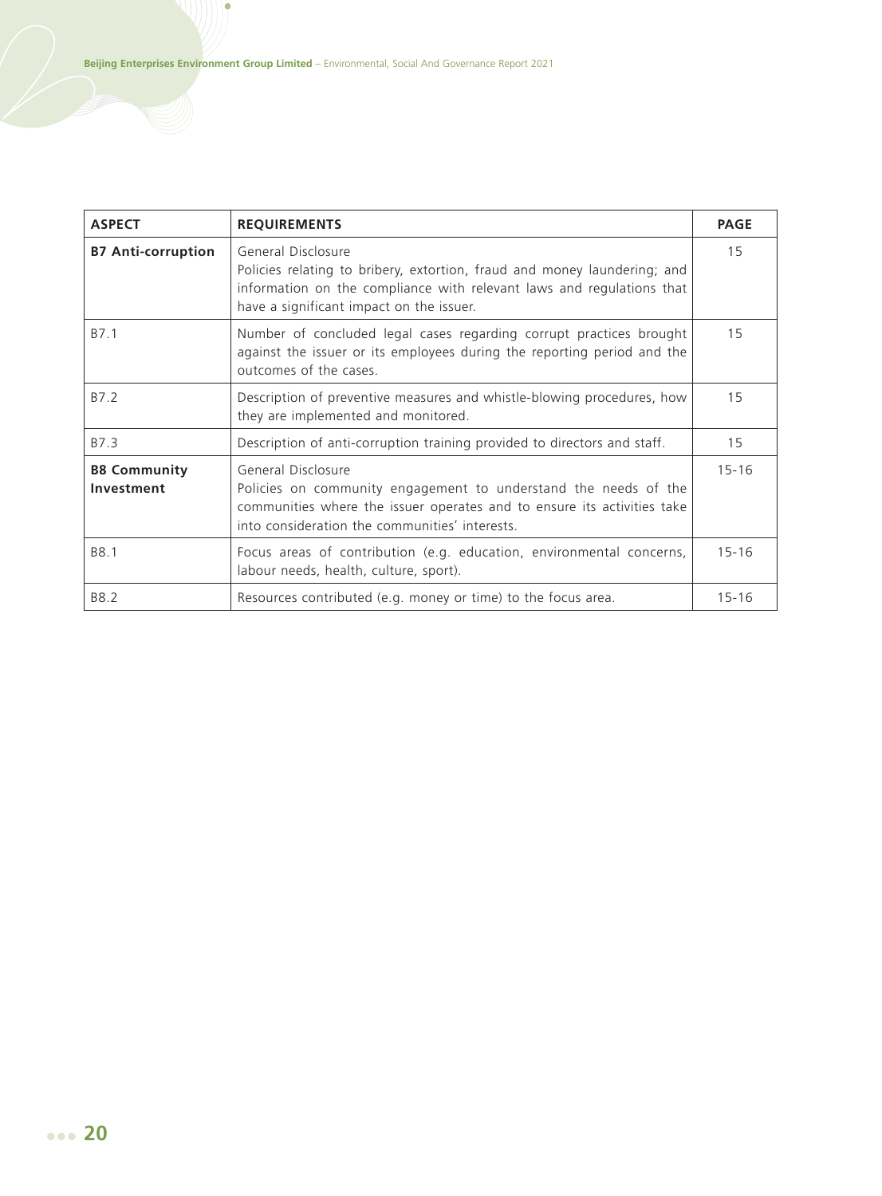| ASPECT | REQUIREMENTS | PAGE |
|---|---|---|
| **B7 Anti-corruption** | General Disclosure<br>Policies relating to bribery, extortion, fraud and money laundering; and information on the compliance with relevant laws and regulations that have a significant impact on the issuer. | 15 |
| B7.1 | Number of concluded legal cases regarding corrupt practices brought against the issuer or its employees during the reporting period and the outcomes of the cases. | 15 |
| B7.2 | Description of preventive measures and whistle-blowing procedures, how they are implemented and monitored. | 15 |
| B7.3 | Description of anti-corruption training provided to directors and staff. | 15 |
| **B8 Community Investment** | General Disclosure<br>Policies on community engagement to understand the needs of the communities where the issuer operates and to ensure its activities take into consideration the communities' interests. | 15-16 |
| B8.1 | Focus areas of contribution (e.g. education, environmental concerns, labour needs, health, culture, sport). | 15-16 |
| B8.2 | Resources contributed (e.g. money or time) to the focus area. | 15-16 |